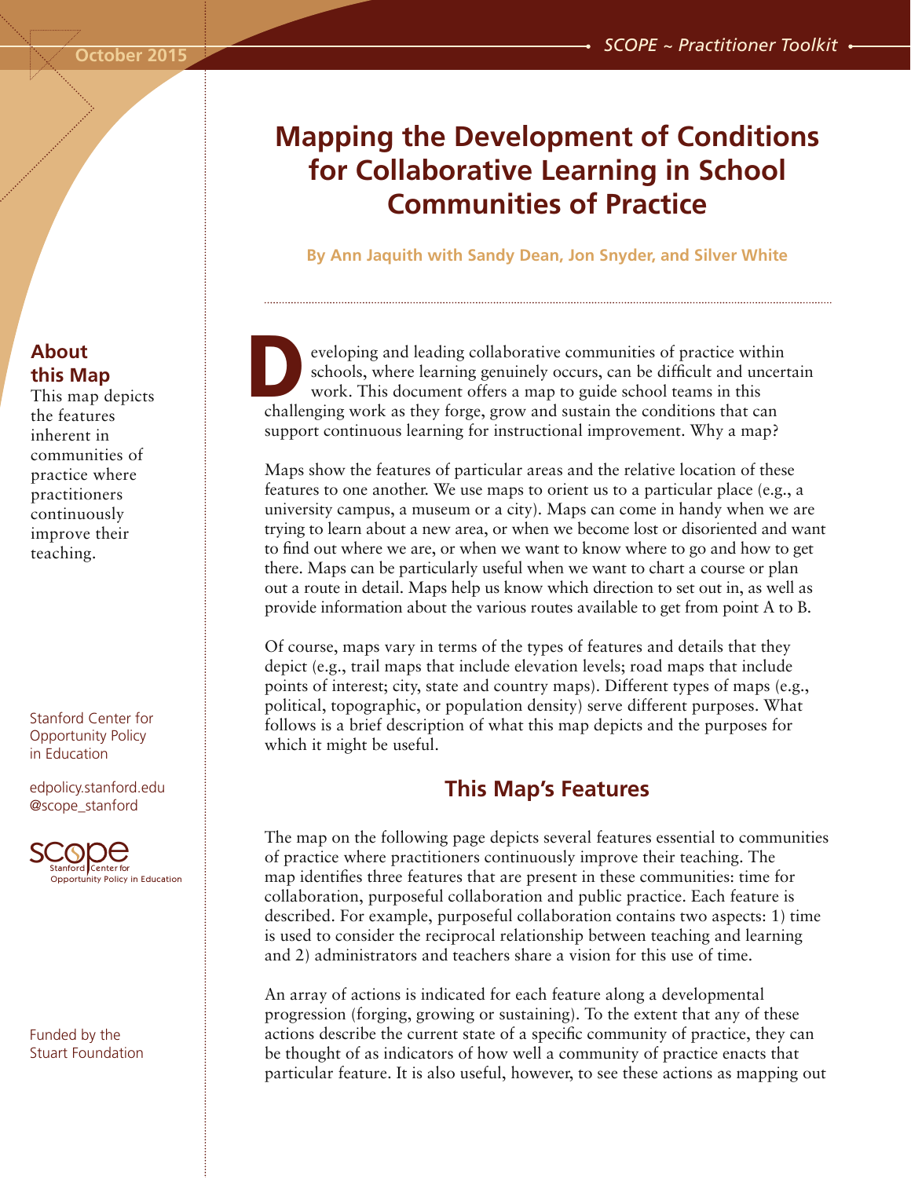# Mapping the Development of Conditions for Collaborative Learning in School Communities of Practice

**By Ann Jaquith with Sandy Dean, Jon Snyder, and Silver White**

Developing and leading collaborative communities of practice within schools, where learning genuinely occurs, can be difficult and uncertain work. This document offers a map to guide school teams in this challenging work as they forge, grow and sustain the conditions that can support continuous learning for instructional improvement. Why a map?

Maps show the features of particular areas and the relative location of these features to one another. We use maps to orient us to a particular place (e.g., a university campus, a museum or a city). Maps can come in handy when we are trying to learn about a new area, or when we become lost or disoriented and want to find out where we are, or when we want to know where to go and how to get there. Maps can be particularly useful when we want to chart a course or plan out a route in detail. Maps help us know which direction to set out in, as well as provide information about the various routes available to get from point A to B.

Of course, maps vary in terms of the types of features and details that they depict (e.g., trail maps that include elevation levels; road maps that include points of interest; city, state and country maps). Different types of maps (e.g., political, topographic, or population density) serve different purposes. What follows is a brief description of what this map depicts and the purposes for which it might be useful.

## This Map's Features

The map on the following page depicts several features essential to communities of practice where practitioners continuously improve their teaching. The map identifies three features that are present in these communities: time for collaboration, purposeful collaboration and public practice. Each feature is described. For example, purposeful collaboration contains two aspects: 1) time is used to consider the reciprocal relationship between teaching and learning and 2) administrators and teachers share a vision for this use of time.

An array of actions is indicated for each feature along a developmental progression (forging, growing or sustaining). To the extent that any of these actions describe the current state of a specific community of practice, they can be thought of as indicators of how well a community of practice enacts that particular feature. It is also useful, however, to see these actions as mapping out

### About this Map

This map depicts the features inherent in communities of practice where practitioners continuously improve their teaching.

Stanford Center for Opportunity Policy in Education

edpolicy.stanford.edu
@scope_stanford

Funded by the Stuart Foundation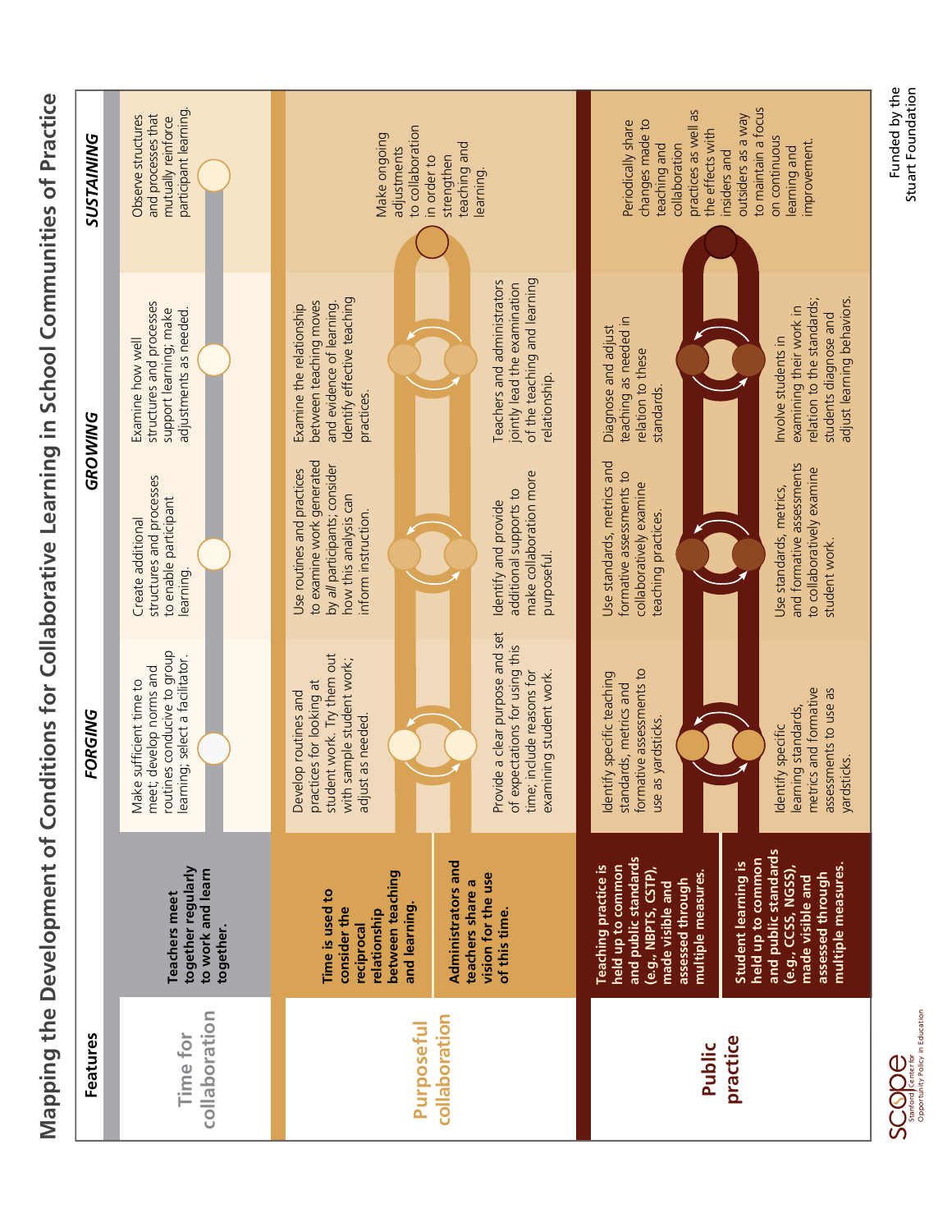# Mapping the Development of Conditions for Collaborative Learning in School Communities of Practice

| Features | | *FORGING* | | *GROWING* | | *SUSTAINING* |
|---|---|---|---|---|---|---|
| **Time for collaboration** | **Teachers meet together regularly to work and learn together.** | Make sufficient time to meet; develop norms and routines conducive to group learning; select a facilitator. | Create additional structures and processes to enable participant learning. | Examine how well structures and processes support learning; make adjustments as needed. | | Observe structures and processes that mutually reinforce participant learning. |
| **Purposeful collaboration** | **Time is used to consider the reciprocal relationship between teaching and learning.** | Develop routines and practices for looking at student work. Try them out with sample student work; adjust as needed. | Use routines and practices to examine work generated by *all* participants; consider how this analysis can inform instruction. | Examine the relationship between teaching moves and evidence of learning. Identify effective teaching practices. | | Make ongoing adjustments to collaboration in order to strengthen teaching and learning. |
| | **Administrators and teachers share a vision for the use of this time.** | Provide a clear purpose and set of expectations for using this time; include reasons for examining student work. | Identify and provide additional supports to make collaboration more purposeful. | Teachers and administrators jointly lead the examination of the teaching and learning relationship. | | |
| **Public practice** | **Teaching practice is held up to common and public standards (e.g., NBPTS, CSTP), made visible and assessed through multiple measures.** | Identify specific teaching standards, metrics and formative assessments to use as yardsticks. | Use standards, metrics and formative assessments to collaboratively examine teaching practices. | Diagnose and adjust teaching as needed in relation to these standards. | | Periodically share changes made to teaching and collaboration practices as well as the effects with insiders and outsiders as a way to maintain a focus on continuous learning and improvement. |
| | **Student learning is held up to common and public standards (e.g., CCSS, NGSS), made visible and assessed through multiple measures.** | Identify specific learning standards, metrics and formative assessments to use as yardsticks. | Use standards, metrics, and formative assessments to collaboratively examine student work. | Involve students in examining their work in relation to the standards; students diagnose and adjust learning behaviors. | | |

SCOPE Stanford Center for Opportunity Policy in Education

Funded by the Stuart Foundation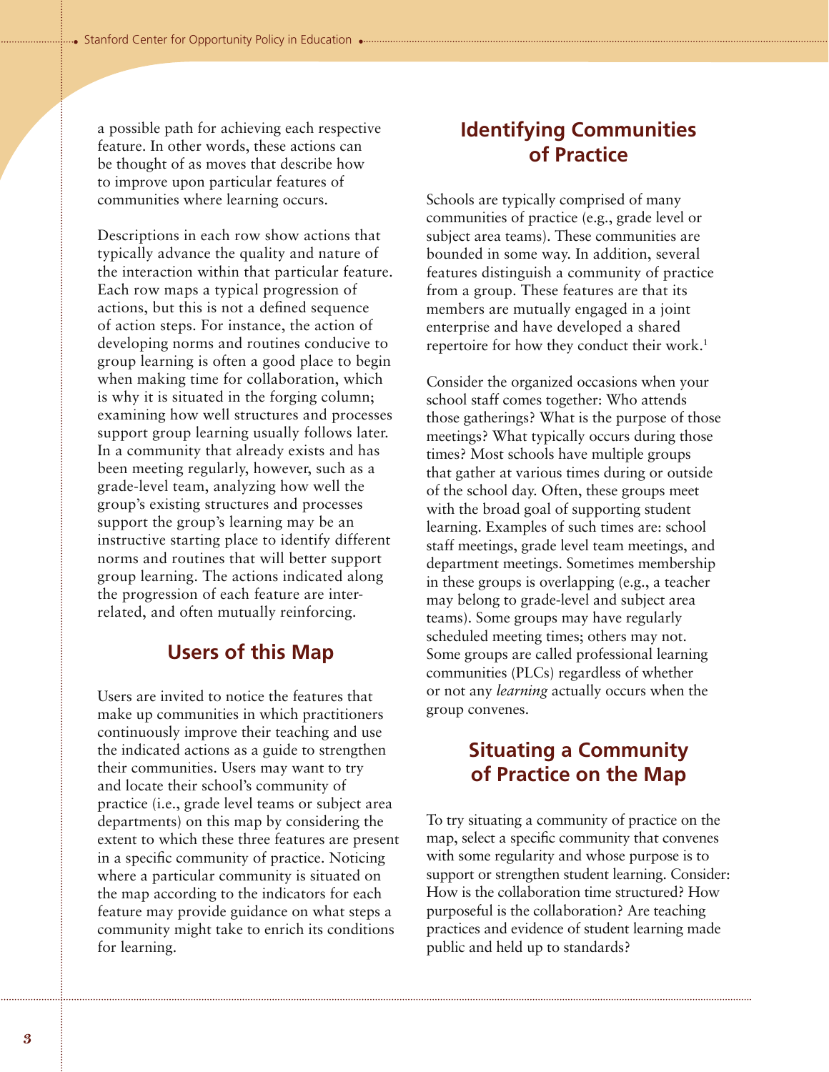a possible path for achieving each respective feature. In other words, these actions can be thought of as moves that describe how to improve upon particular features of communities where learning occurs.

Descriptions in each row show actions that typically advance the quality and nature of the interaction within that particular feature. Each row maps a typical progression of actions, but this is not a defined sequence of action steps. For instance, the action of developing norms and routines conducive to group learning is often a good place to begin when making time for collaboration, which is why it is situated in the forging column; examining how well structures and processes support group learning usually follows later. In a community that already exists and has been meeting regularly, however, such as a grade-level team, analyzing how well the group's existing structures and processes support the group's learning may be an instructive starting place to identify different norms and routines that will better support group learning. The actions indicated along the progression of each feature are inter-related, and often mutually reinforcing.

## Users of this Map

Users are invited to notice the features that make up communities in which practitioners continuously improve their teaching and use the indicated actions as a guide to strengthen their communities. Users may want to try and locate their school's community of practice (i.e., grade level teams or subject area departments) on this map by considering the extent to which these three features are present in a specific community of practice. Noticing where a particular community is situated on the map according to the indicators for each feature may provide guidance on what steps a community might take to enrich its conditions for learning.

## Identifying Communities of Practice

Schools are typically comprised of many communities of practice (e.g., grade level or subject area teams). These communities are bounded in some way. In addition, several features distinguish a community of practice from a group. These features are that its members are mutually engaged in a joint enterprise and have developed a shared repertoire for how they conduct their work.[1]

Consider the organized occasions when your school staff comes together: Who attends those gatherings? What is the purpose of those meetings? What typically occurs during those times? Most schools have multiple groups that gather at various times during or outside of the school day. Often, these groups meet with the broad goal of supporting student learning. Examples of such times are: school staff meetings, grade level team meetings, and department meetings. Sometimes membership in these groups is overlapping (e.g., a teacher may belong to grade-level and subject area teams). Some groups may have regularly scheduled meeting times; others may not. Some groups are called professional learning communities (PLCs) regardless of whether or not any *learning* actually occurs when the group convenes.

## Situating a Community of Practice on the Map

To try situating a community of practice on the map, select a specific community that convenes with some regularity and whose purpose is to support or strengthen student learning. Consider: How is the collaboration time structured? How purposeful is the collaboration? Are teaching practices and evidence of student learning made public and held up to standards?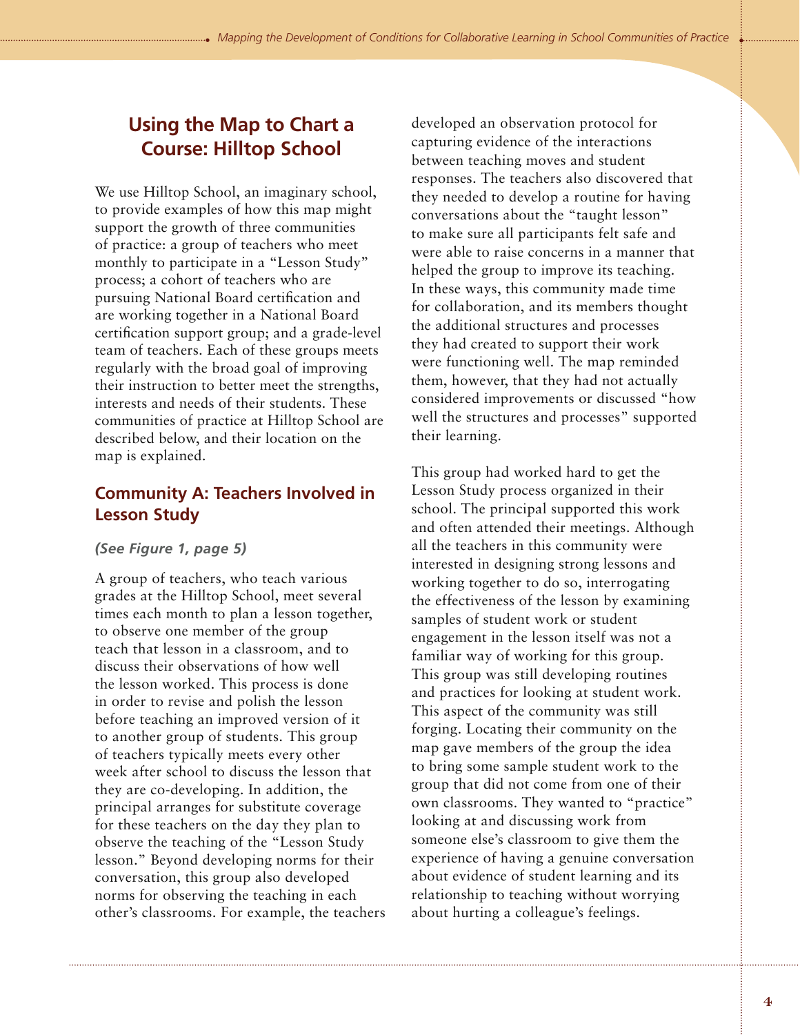## Using the Map to Chart a Course: Hilltop School

We use Hilltop School, an imaginary school, to provide examples of how this map might support the growth of three communities of practice: a group of teachers who meet monthly to participate in a "Lesson Study" process; a cohort of teachers who are pursuing National Board certification and are working together in a National Board certification support group; and a grade-level team of teachers. Each of these groups meets regularly with the broad goal of improving their instruction to better meet the strengths, interests and needs of their students. These communities of practice at Hilltop School are described below, and their location on the map is explained.

### Community A: Teachers Involved in Lesson Study

***(See Figure 1, page 5)***

A group of teachers, who teach various grades at the Hilltop School, meet several times each month to plan a lesson together, to observe one member of the group teach that lesson in a classroom, and to discuss their observations of how well the lesson worked. This process is done in order to revise and polish the lesson before teaching an improved version of it to another group of students. This group of teachers typically meets every other week after school to discuss the lesson that they are co-developing. In addition, the principal arranges for substitute coverage for these teachers on the day they plan to observe the teaching of the "Lesson Study lesson." Beyond developing norms for their conversation, this group also developed norms for observing the teaching in each other's classrooms. For example, the teachers developed an observation protocol for capturing evidence of the interactions between teaching moves and student responses. The teachers also discovered that they needed to develop a routine for having conversations about the "taught lesson" to make sure all participants felt safe and were able to raise concerns in a manner that helped the group to improve its teaching. In these ways, this community made time for collaboration, and its members thought the additional structures and processes they had created to support their work were functioning well. The map reminded them, however, that they had not actually considered improvements or discussed "how well the structures and processes" supported their learning.

This group had worked hard to get the Lesson Study process organized in their school. The principal supported this work and often attended their meetings. Although all the teachers in this community were interested in designing strong lessons and working together to do so, interrogating the effectiveness of the lesson by examining samples of student work or student engagement in the lesson itself was not a familiar way of working for this group. This group was still developing routines and practices for looking at student work. This aspect of the community was still forging. Locating their community on the map gave members of the group the idea to bring some sample student work to the group that did not come from one of their own classrooms. They wanted to "practice" looking at and discussing work from someone else's classroom to give them the experience of having a genuine conversation about evidence of student learning and its relationship to teaching without worrying about hurting a colleague's feelings.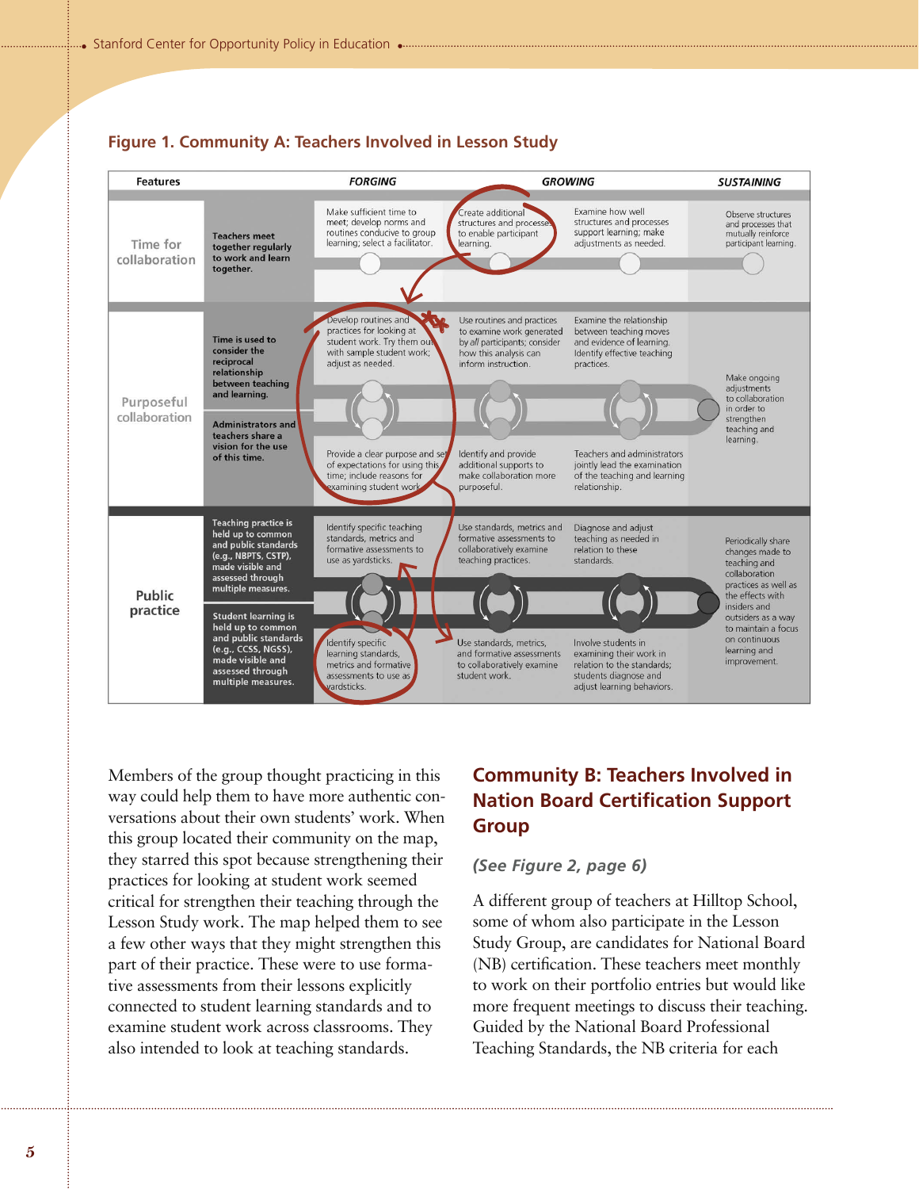### Figure 1. Community A: Teachers Involved in Lesson Study

| Features | | FORGING | GROWING | | SUSTAINING |
|---|---|---|---|---|---|
| Time for collaboration | Teachers meet together regularly to work and learn together. | Make sufficient time to meet; develop norms and routines conducive to group learning; select a facilitator. | Create additional structures and processes to enable participant learning. | Examine how well structures and processes support learning; make adjustments as needed. | Observe structures and processes that mutually reinforce participant learning. |
| Purposeful collaboration | Time is used to consider the reciprocal relationship between teaching and learning. | Develop routines and practices for looking at student work. Try them out with sample student work; adjust as needed. | Use routines and practices to examine work generated by *all* participants; consider how this analysis can inform instruction. | Examine the relationship between teaching moves and evidence of learning. Identify effective teaching practices. | Make ongoing adjustments to collaboration in order to strengthen teaching and learning. |
| | Administrators and teachers share a vision for the use of this time. | Provide a clear purpose and set of expectations for using this time; include reasons for examining student work. | Identify and provide additional supports to make collaboration more purposeful. | Teachers and administrators jointly lead the examination of the teaching and learning relationship. | |
| Public practice | Teaching practice is held up to common and public standards (e.g., NBPTS, CSTP), made visible and assessed through multiple measures. | Identify specific teaching standards, metrics and formative assessments to use as yardsticks. | Use standards, metrics and formative assessments to collaboratively examine teaching practices. | Diagnose and adjust teaching as needed in relation to these standards. | Periodically share changes made to teaching and collaboration practices as well as the effects with insiders and outsiders as a way to maintain a focus on continuous learning and improvement. |
| | Student learning is held up to common and public standards (e.g., CCSS, NGSS), made visible and assessed through multiple measures. | Identify specific learning standards, metrics and formative assessments to use as yardsticks. | Use standards, metrics, and formative assessments to collaboratively examine student work. | Involve students in examining their work in relation to the standards; students diagnose and adjust learning behaviors. | |

Members of the group thought practicing in this way could help them to have more authentic conversations about their own students' work. When this group located their community on the map, they starred this spot because strengthening their practices for looking at student work seemed critical for strengthen their teaching through the Lesson Study work. The map helped them to see a few other ways that they might strengthen this part of their practice. These were to use formative assessments from their lessons explicitly connected to student learning standards and to examine student work across classrooms. They also intended to look at teaching standards.

## Community B: Teachers Involved in Nation Board Certification Support Group

***(See Figure 2, page 6)***

A different group of teachers at Hilltop School, some of whom also participate in the Lesson Study Group, are candidates for National Board (NB) certification. These teachers meet monthly to work on their portfolio entries but would like more frequent meetings to discuss their teaching. Guided by the National Board Professional Teaching Standards, the NB criteria for each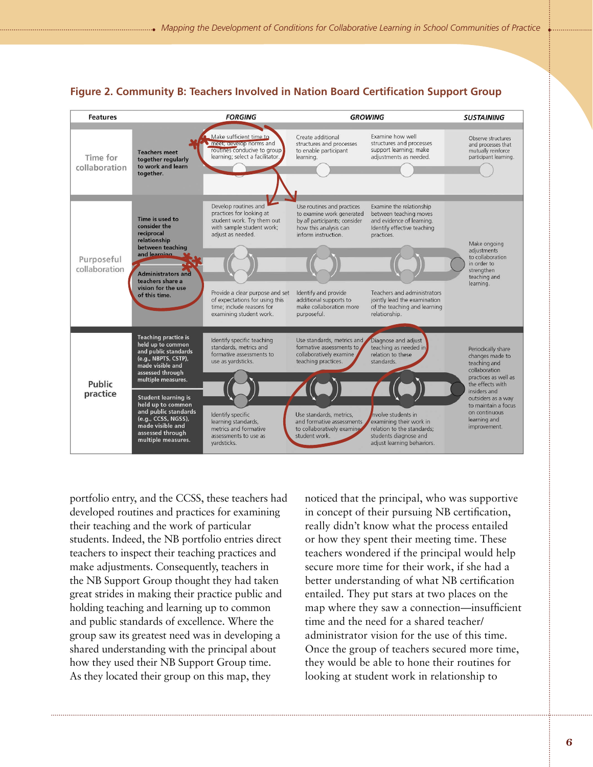**Figure 2. Community B: Teachers Involved in Nation Board Certification Support Group**

| Features | | FORGING | GROWING | | SUSTAINING |
|---|---|---|---|---|---|
| Time for collaboration | Teachers meet together regularly to work and learn together. | Make sufficient time to meet; develop norms and routines conducive to group learning; select a facilitator. | Create additional structures and processes to enable participant learning. | Examine how well structures and processes support learning; make adjustments as needed. | Observe structures and processes that mutually reinforce participant learning. |
| Purposeful collaboration | Time is used to consider the reciprocal relationship between teaching and learning. | Develop routines and practices for looking at student work. Try them out with sample student work; adjust as needed. | Use routines and practices to examine work generated by *all* participants; consider how this analysis can inform instruction. | Examine the relationship between teaching moves and evidence of learning. Identify effective teaching practices. | Make ongoing adjustments to collaboration in order to strengthen teaching and learning. |
| | Administrators and teachers share a vision for the use of this time. | Provide a clear purpose and set of expectations for using this time; include reasons for examining student work. | Identify and provide additional supports to make collaboration more purposeful. | Teachers and administrators jointly lead the examination of the teaching and learning relationship. | |
| Public practice | Teaching practice is held up to common and public standards (e.g., NBPTS, CSTP), made visible and assessed through multiple measures. | Identify specific teaching standards, metrics and formative assessments to use as yardsticks. | Use standards, metrics and formative assessments to collaboratively examine teaching practices. | Diagnose and adjust teaching as needed in relation to these standards. | Periodically share changes made to teaching and collaboration practices as well as the effects with insiders and outsiders as a way to maintain a focus on continuous learning and improvement. |
| | Student learning is held up to common and public standards (e.g., CCSS, NGSS), made visible and assessed through multiple measures. | Identify specific learning standards, metrics and formative assessments to use as yardsticks. | Use standards, metrics, and formative assessments to collaboratively examine student work. | Involve students in examining their work in relation to the standards; students diagnose and adjust learning behaviors. | |

portfolio entry, and the CCSS, these teachers had developed routines and practices for examining their teaching and the work of particular students. Indeed, the NB portfolio entries direct teachers to inspect their teaching practices and make adjustments. Consequently, teachers in the NB Support Group thought they had taken great strides in making their practice public and holding teaching and learning up to common and public standards of excellence. Where the group saw its greatest need was in developing a shared understanding with the principal about how they used their NB Support Group time. As they located their group on this map, they noticed that the principal, who was supportive in concept of their pursuing NB certification, really didn't know what the process entailed or how they spent their meeting time. These teachers wondered if the principal would help secure more time for their work, if she had a better understanding of what NB certification entailed. They put stars at two places on the map where they saw a connection—insufficient time and the need for a shared teacher/administrator vision for the use of this time. Once the group of teachers secured more time, they would be able to hone their routines for looking at student work in relationship to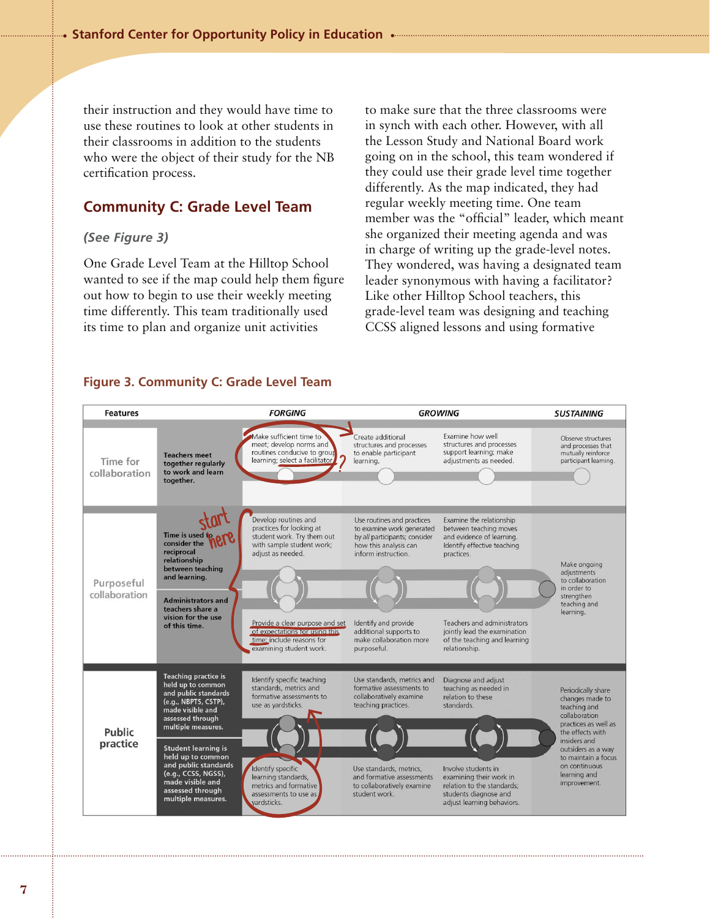their instruction and they would have time to use these routines to look at other students in their classrooms in addition to the students who were the object of their study for the NB certification process.

## Community C: Grade Level Team

*(See Figure 3)*

One Grade Level Team at the Hilltop School wanted to see if the map could help them figure out how to begin to use their weekly meeting time differently. This team traditionally used its time to plan and organize unit activities to make sure that the three classrooms were in synch with each other. However, with all the Lesson Study and National Board work going on in the school, this team wondered if they could use their grade level time together differently. As the map indicated, they had regular weekly meeting time. One team member was the "official" leader, which meant she organized their meeting agenda and was in charge of writing up the grade-level notes. They wondered, was having a designated team leader synonymous with having a facilitator? Like other Hilltop School teachers, this grade-level team was designing and teaching CCSS aligned lessons and using formative

### Figure 3. Community C: Grade Level Team

| Features | | FORGING | GROWING | | SUSTAINING |
|---|---|---|---|---|---|
| Time for collaboration | Teachers meet together regularly to work and learn together. | Make sufficient time to meet; develop norms and routines conducive to group learning; select a facilitator. | Create additional structures and processes to enable participant learning. | Examine how well structures and processes support learning; make adjustments as needed. | Observe structures and processes that mutually reinforce participant learning. |
| Purposeful collaboration | Time is used to consider the reciprocal relationship between teaching and learning. | Develop routines and practices for looking at student work. Try them out with sample student work; adjust as needed. | Use routines and practices to examine work generated by *all* participants; consider how this analysis can inform instruction. | Examine the relationship between teaching moves and evidence of learning. Identify effective teaching practices. | Make ongoing adjustments to collaboration in order to strengthen teaching and learning. |
| | Administrators and teachers share a vision for the use of this time. | Provide a clear purpose and set of expectations for using this time; include reasons for examining student work. | Identify and provide additional supports to make collaboration more purposeful. | Teachers and administrators jointly lead the examination of the teaching and learning relationship. | |
| Public practice | Teaching practice is held up to common and public standards (e.g., NBPTS, CSTP), made visible and assessed through multiple measures. | Identify specific teaching standards, metrics and formative assessments to use as yardsticks. | Use standards, metrics and formative assessments to collaboratively examine teaching practices. | Diagnose and adjust teaching as needed in relation to these standards. | Periodically share changes made to teaching and collaboration practices as well as the effects with insiders and outsiders as a way to maintain a focus on continuous learning and improvement. |
| | Student learning is held up to common and public standards (e.g., CCSS, NGSS), made visible and assessed through multiple measures. | Identify specific learning standards, metrics and formative assessments to use as yardsticks. | Use standards, metrics, and formative assessments to collaboratively examine student work. | Involve students in examining their work in relation to the standards; students diagnose and adjust learning behaviors. | |

(Handwritten annotations: "start here" beside Purposeful collaboration; "?" beside "select a facilitator.")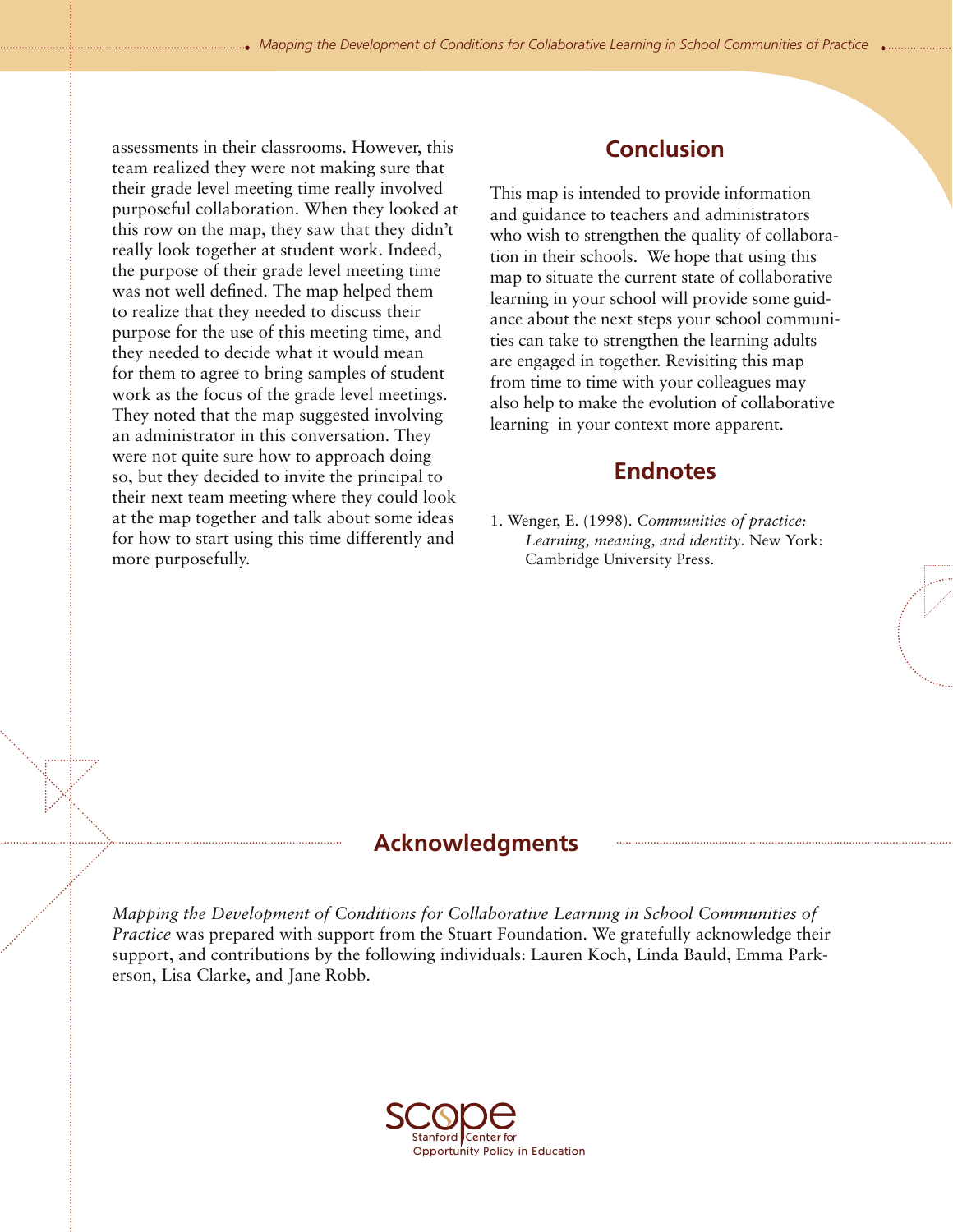assessments in their classrooms. However, this team realized they were not making sure that their grade level meeting time really involved purposeful collaboration. When they looked at this row on the map, they saw that they didn't really look together at student work. Indeed, the purpose of their grade level meeting time was not well defined. The map helped them to realize that they needed to discuss their purpose for the use of this meeting time, and they needed to decide what it would mean for them to agree to bring samples of student work as the focus of the grade level meetings. They noted that the map suggested involving an administrator in this conversation. They were not quite sure how to approach doing so, but they decided to invite the principal to their next team meeting where they could look at the map together and talk about some ideas for how to start using this time differently and more purposefully.

## Conclusion

This map is intended to provide information and guidance to teachers and administrators who wish to strengthen the quality of collaboration in their schools. We hope that using this map to situate the current state of collaborative learning in your school will provide some guidance about the next steps your school communities can take to strengthen the learning adults are engaged in together. Revisiting this map from time to time with your colleagues may also help to make the evolution of collaborative learning in your context more apparent.

## Endnotes

1. Wenger, E. (1998). *Communities of practice: Learning, meaning, and identity*. New York: Cambridge University Press.

## Acknowledgments

*Mapping the Development of Conditions for Collaborative Learning in School Communities of Practice* was prepared with support from the Stuart Foundation. We gratefully acknowledge their support, and contributions by the following individuals: Lauren Koch, Linda Bauld, Emma Parkerson, Lisa Clarke, and Jane Robb.

scope
Stanford Center for Opportunity Policy in Education